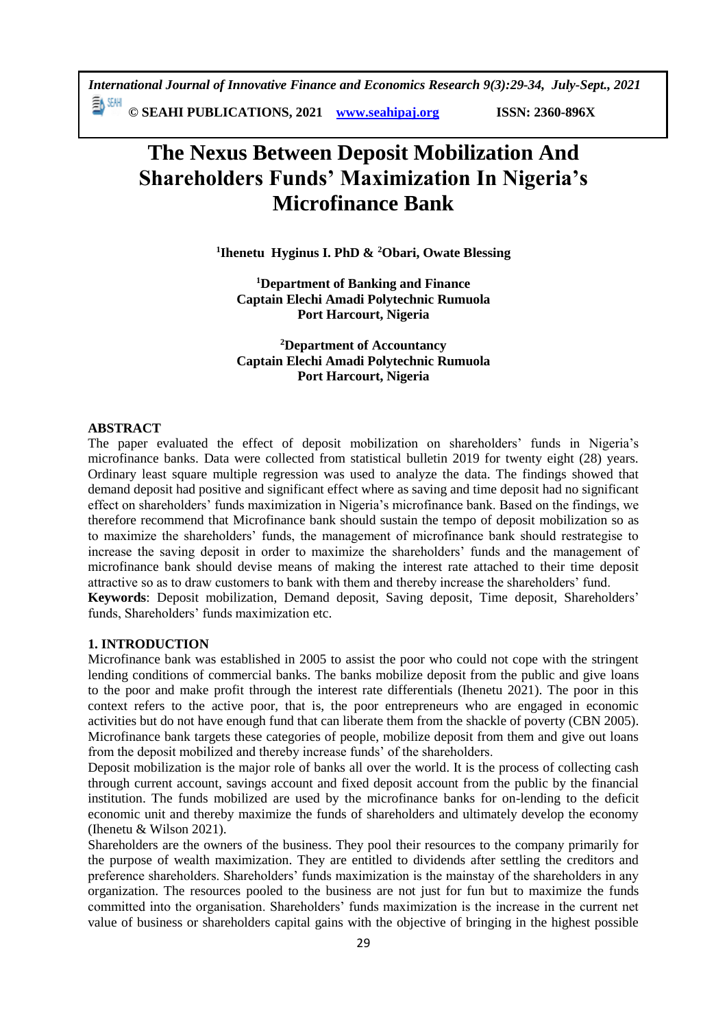# The Nexus Between Deposit Mobilization And Shareholders Funds' Maximization In Nigeria's Microfinance Bank

**[1]Ihenetu Hyginus I. PhD & [2]Obari, Owate Blessing**

**[1]Department of Banking and Finance**
**Captain Elechi Amadi Polytechnic Rumuola**
**Port Harcourt, Nigeria**

**[2]Department of Accountancy**
**Captain Elechi Amadi Polytechnic Rumuola**
**Port Harcourt, Nigeria**

## ABSTRACT

The paper evaluated the effect of deposit mobilization on shareholders' funds in Nigeria's microfinance banks. Data were collected from statistical bulletin 2019 for twenty eight (28) years. Ordinary least square multiple regression was used to analyze the data. The findings showed that demand deposit had positive and significant effect where as saving and time deposit had no significant effect on shareholders' funds maximization in Nigeria's microfinance bank. Based on the findings, we therefore recommend that Microfinance bank should sustain the tempo of deposit mobilization so as to maximize the shareholders' funds, the management of microfinance bank should restrategise to increase the saving deposit in order to maximize the shareholders' funds and the management of microfinance bank should devise means of making the interest rate attached to their time deposit attractive so as to draw customers to bank with them and thereby increase the shareholders' fund.

**Keywords**: Deposit mobilization, Demand deposit, Saving deposit, Time deposit, Shareholders' funds, Shareholders' funds maximization etc.

## 1. INTRODUCTION

Microfinance bank was established in 2005 to assist the poor who could not cope with the stringent lending conditions of commercial banks. The banks mobilize deposit from the public and give loans to the poor and make profit through the interest rate differentials (Ihenetu 2021). The poor in this context refers to the active poor, that is, the poor entrepreneurs who are engaged in economic activities but do not have enough fund that can liberate them from the shackle of poverty (CBN 2005). Microfinance bank targets these categories of people, mobilize deposit from them and give out loans from the deposit mobilized and thereby increase funds' of the shareholders.

Deposit mobilization is the major role of banks all over the world. It is the process of collecting cash through current account, savings account and fixed deposit account from the public by the financial institution. The funds mobilized are used by the microfinance banks for on-lending to the deficit economic unit and thereby maximize the funds of shareholders and ultimately develop the economy (Ihenetu & Wilson 2021).

Shareholders are the owners of the business. They pool their resources to the company primarily for the purpose of wealth maximization. They are entitled to dividends after settling the creditors and preference shareholders. Shareholders' funds maximization is the mainstay of the shareholders in any organization. The resources pooled to the business are not just for fun but to maximize the funds committed into the organisation. Shareholders' funds maximization is the increase in the current net value of business or shareholders capital gains with the objective of bringing in the highest possible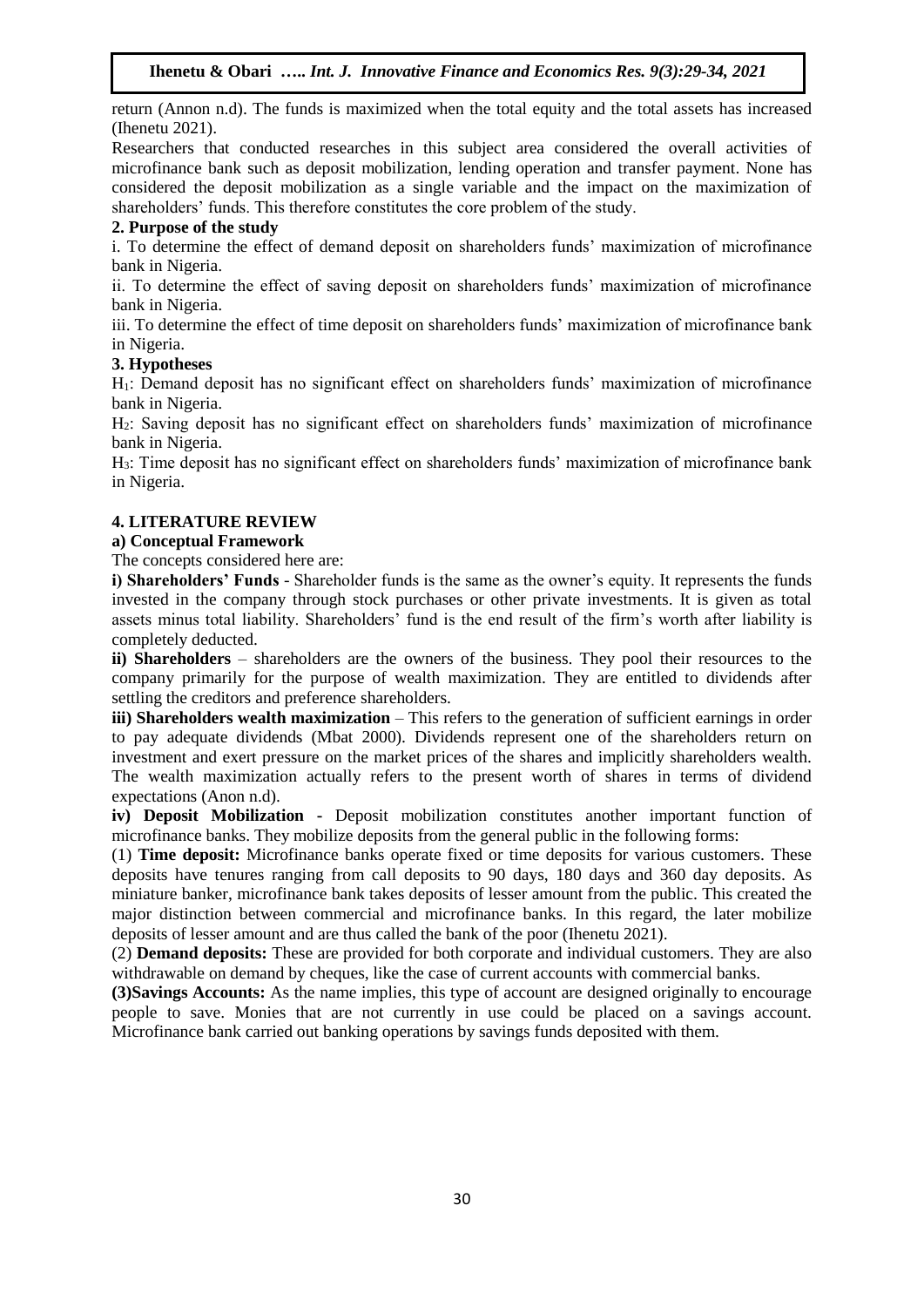return (Annon n.d). The funds is maximized when the total equity and the total assets has increased (Ihenetu 2021).

Researchers that conducted researches in this subject area considered the overall activities of microfinance bank such as deposit mobilization, lending operation and transfer payment. None has considered the deposit mobilization as a single variable and the impact on the maximization of shareholders' funds. This therefore constitutes the core problem of the study.

## 2. Purpose of the study

i. To determine the effect of demand deposit on shareholders funds' maximization of microfinance bank in Nigeria.

ii. To determine the effect of saving deposit on shareholders funds' maximization of microfinance bank in Nigeria.

iii. To determine the effect of time deposit on shareholders funds' maximization of microfinance bank in Nigeria.

## 3. Hypotheses

$H_1$: Demand deposit has no significant effect on shareholders funds' maximization of microfinance bank in Nigeria.

$H_2$: Saving deposit has no significant effect on shareholders funds' maximization of microfinance bank in Nigeria.

$H_3$: Time deposit has no significant effect on shareholders funds' maximization of microfinance bank in Nigeria.

## 4. LITERATURE REVIEW

### a) Conceptual Framework

The concepts considered here are:

**i) Shareholders' Funds** - Shareholder funds is the same as the owner's equity. It represents the funds invested in the company through stock purchases or other private investments. It is given as total assets minus total liability. Shareholders' fund is the end result of the firm's worth after liability is completely deducted.

**ii) Shareholders** – shareholders are the owners of the business. They pool their resources to the company primarily for the purpose of wealth maximization. They are entitled to dividends after settling the creditors and preference shareholders.

**iii) Shareholders wealth maximization** – This refers to the generation of sufficient earnings in order to pay adequate dividends (Mbat 2000). Dividends represent one of the shareholders return on investment and exert pressure on the market prices of the shares and implicitly shareholders wealth. The wealth maximization actually refers to the present worth of shares in terms of dividend expectations (Anon n.d).

**iv) Deposit Mobilization -** Deposit mobilization constitutes another important function of microfinance banks. They mobilize deposits from the general public in the following forms:

(1) **Time deposit:** Microfinance banks operate fixed or time deposits for various customers. These deposits have tenures ranging from call deposits to 90 days, 180 days and 360 day deposits. As miniature banker, microfinance bank takes deposits of lesser amount from the public. This created the major distinction between commercial and microfinance banks. In this regard, the later mobilize deposits of lesser amount and are thus called the bank of the poor (Ihenetu 2021).

(2) **Demand deposits:** These are provided for both corporate and individual customers. They are also withdrawable on demand by cheques, like the case of current accounts with commercial banks.

**(3)Savings Accounts:** As the name implies, this type of account are designed originally to encourage people to save. Monies that are not currently in use could be placed on a savings account. Microfinance bank carried out banking operations by savings funds deposited with them.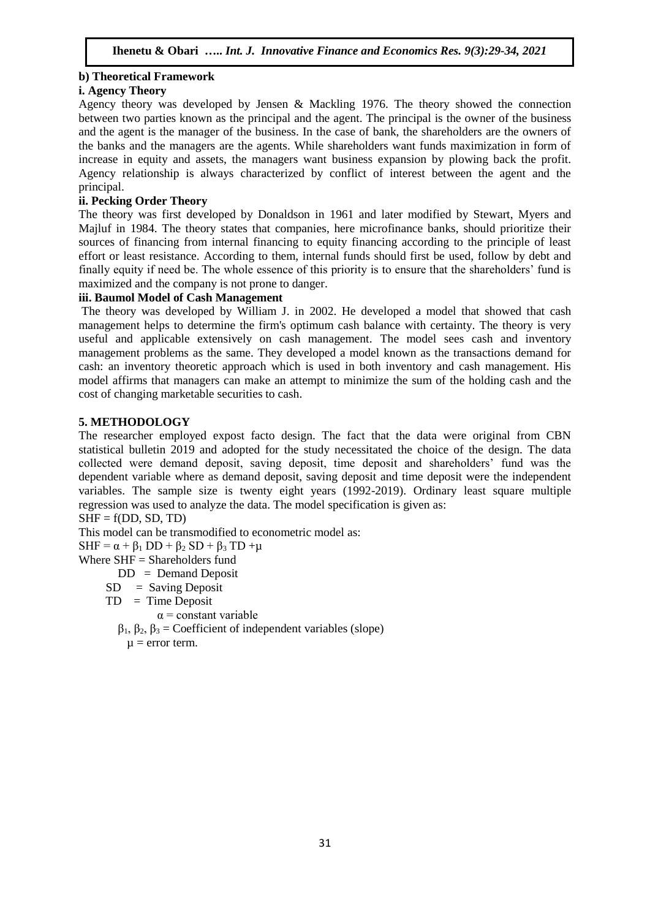### b) Theoretical Framework

#### i. Agency Theory

Agency theory was developed by Jensen & Mackling 1976. The theory showed the connection between two parties known as the principal and the agent. The principal is the owner of the business and the agent is the manager of the business. In the case of bank, the shareholders are the owners of the banks and the managers are the agents. While shareholders want funds maximization in form of increase in equity and assets, the managers want business expansion by plowing back the profit. Agency relationship is always characterized by conflict of interest between the agent and the principal.

#### ii. Pecking Order Theory

The theory was first developed by Donaldson in 1961 and later modified by Stewart, Myers and Majluf in 1984. The theory states that companies, here microfinance banks, should prioritize their sources of financing from internal financing to equity financing according to the principle of least effort or least resistance. According to them, internal funds should first be used, follow by debt and finally equity if need be. The whole essence of this priority is to ensure that the shareholders' fund is maximized and the company is not prone to danger.

#### iii. Baumol Model of Cash Management

The theory was developed by William J. in 2002. He developed a model that showed that cash management helps to determine the firm's optimum cash balance with certainty. The theory is very useful and applicable extensively on cash management. The model sees cash and inventory management problems as the same. They developed a model known as the transactions demand for cash: an inventory theoretic approach which is used in both inventory and cash management. His model affirms that managers can make an attempt to minimize the sum of the holding cash and the cost of changing marketable securities to cash.

## 5. METHODOLOGY

The researcher employed expost facto design. The fact that the data were original from CBN statistical bulletin 2019 and adopted for the study necessitated the choice of the design. The data collected were demand deposit, saving deposit, time deposit and shareholders' fund was the dependent variable where as demand deposit, saving deposit and time deposit were the independent variables. The sample size is twenty eight years (1992-2019). Ordinary least square multiple regression was used to analyze the data. The model specification is given as:

$$SHF = f(DD, SD, TD)$$

This model can be transmodified to econometric model as:

$$SHF = \alpha + \beta_1 DD + \beta_2 SD + \beta_3 TD + \mu$$

Where SHF = Shareholders fund

DD = Demand Deposit

SD = Saving Deposit

TD = Time Deposit

$\alpha$ = constant variable

$\beta_1, \beta_2, \beta_3$ = Coefficient of independent variables (slope)

$\mu$ = error term.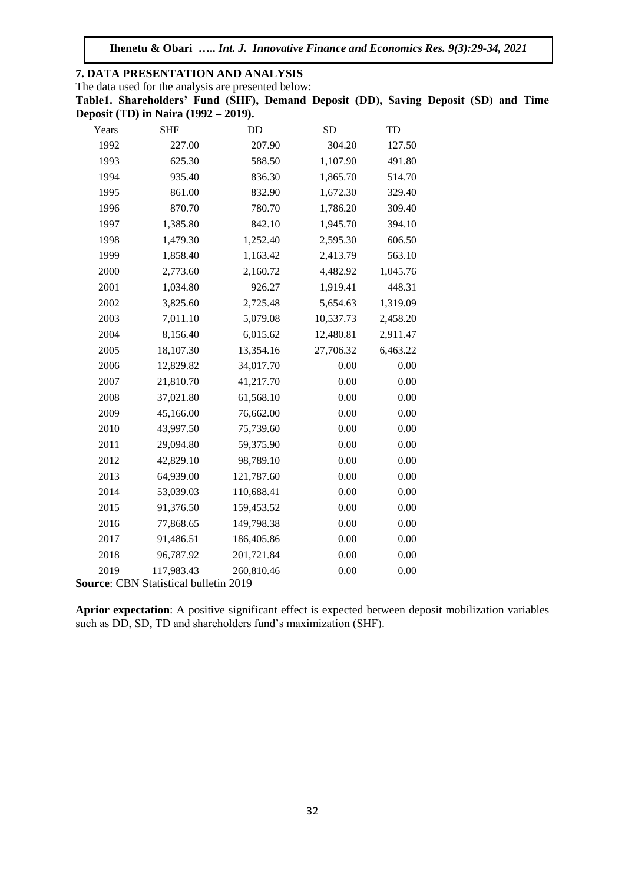## 7. DATA PRESENTATION AND ANALYSIS

The data used for the analysis are presented below:

**Table1. Shareholders' Fund (SHF), Demand Deposit (DD), Saving Deposit (SD) and Time Deposit (TD) in Naira (1992 – 2019).**

| Years | SHF | DD | SD | TD |
|---|---|---|---|---|
| 1992 | 227.00 | 207.90 | 304.20 | 127.50 |
| 1993 | 625.30 | 588.50 | 1,107.90 | 491.80 |
| 1994 | 935.40 | 836.30 | 1,865.70 | 514.70 |
| 1995 | 861.00 | 832.90 | 1,672.30 | 329.40 |
| 1996 | 870.70 | 780.70 | 1,786.20 | 309.40 |
| 1997 | 1,385.80 | 842.10 | 1,945.70 | 394.10 |
| 1998 | 1,479.30 | 1,252.40 | 2,595.30 | 606.50 |
| 1999 | 1,858.40 | 1,163.42 | 2,413.79 | 563.10 |
| 2000 | 2,773.60 | 2,160.72 | 4,482.92 | 1,045.76 |
| 2001 | 1,034.80 | 926.27 | 1,919.41 | 448.31 |
| 2002 | 3,825.60 | 2,725.48 | 5,654.63 | 1,319.09 |
| 2003 | 7,011.10 | 5,079.08 | 10,537.73 | 2,458.20 |
| 2004 | 8,156.40 | 6,015.62 | 12,480.81 | 2,911.47 |
| 2005 | 18,107.30 | 13,354.16 | 27,706.32 | 6,463.22 |
| 2006 | 12,829.82 | 34,017.70 | 0.00 | 0.00 |
| 2007 | 21,810.70 | 41,217.70 | 0.00 | 0.00 |
| 2008 | 37,021.80 | 61,568.10 | 0.00 | 0.00 |
| 2009 | 45,166.00 | 76,662.00 | 0.00 | 0.00 |
| 2010 | 43,997.50 | 75,739.60 | 0.00 | 0.00 |
| 2011 | 29,094.80 | 59,375.90 | 0.00 | 0.00 |
| 2012 | 42,829.10 | 98,789.10 | 0.00 | 0.00 |
| 2013 | 64,939.00 | 121,787.60 | 0.00 | 0.00 |
| 2014 | 53,039.03 | 110,688.41 | 0.00 | 0.00 |
| 2015 | 91,376.50 | 159,453.52 | 0.00 | 0.00 |
| 2016 | 77,868.65 | 149,798.38 | 0.00 | 0.00 |
| 2017 | 91,486.51 | 186,405.86 | 0.00 | 0.00 |
| 2018 | 96,787.92 | 201,721.84 | 0.00 | 0.00 |
| 2019 | 117,983.43 | 260,810.46 | 0.00 | 0.00 |

**Source**: CBN Statistical bulletin 2019

**Aprior expectation**: A positive significant effect is expected between deposit mobilization variables such as DD, SD, TD and shareholders fund's maximization (SHF).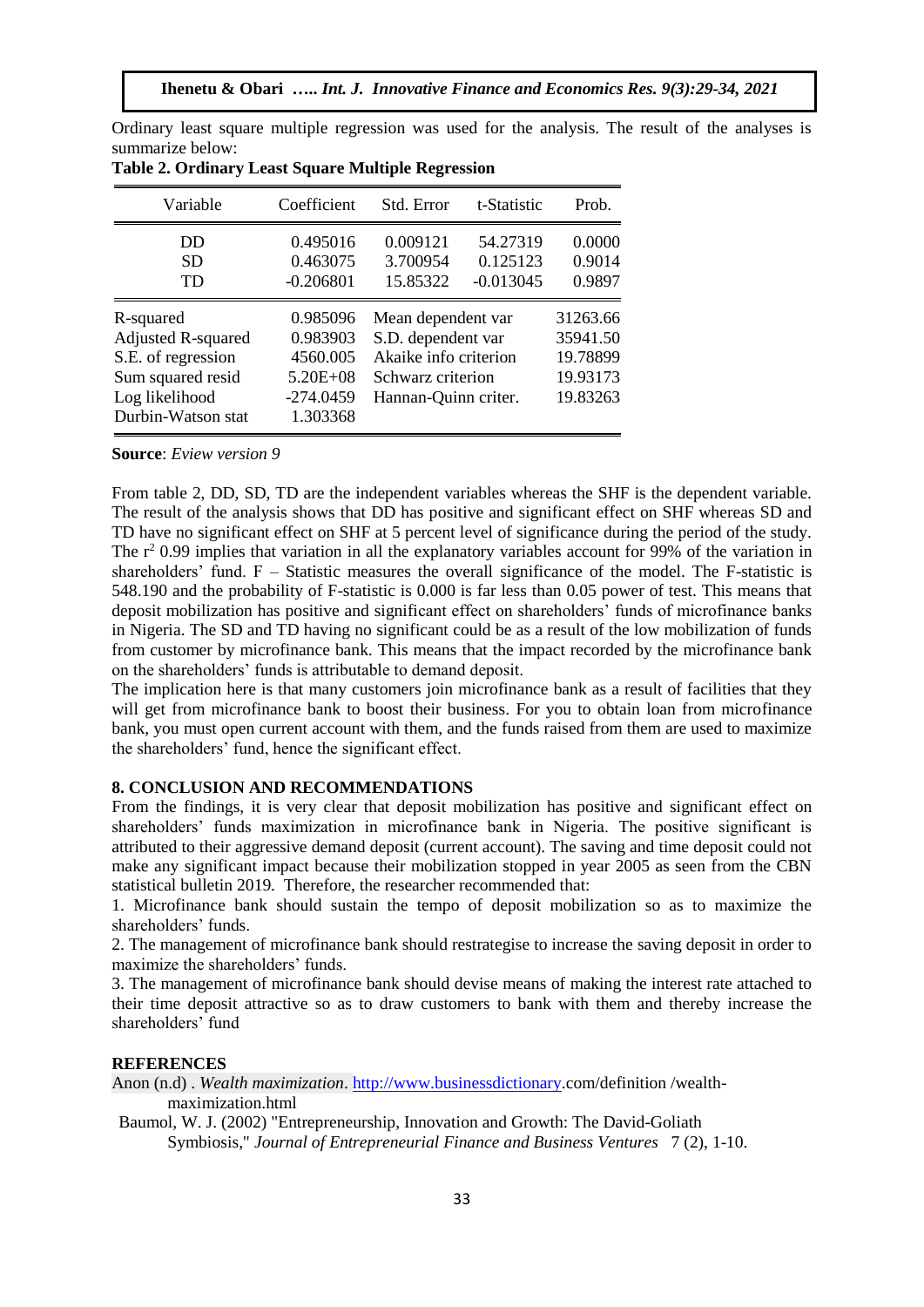Ordinary least square multiple regression was used for the analysis. The result of the analyses is summarize below:

**Table 2. Ordinary Least Square Multiple Regression**

| Variable | Coefficient | Std. Error | t-Statistic | Prob. |
|---|---|---|---|---|
| DD | 0.495016 | 0.009121 | 54.27319 | 0.0000 |
| SD | 0.463075 | 3.700954 | 0.125123 | 0.9014 |
| TD | -0.206801 | 15.85322 | -0.013045 | 0.9897 |
| R-squared | 0.985096 | Mean dependent var | | 31263.66 |
| Adjusted R-squared | 0.983903 | S.D. dependent var | | 35941.50 |
| S.E. of regression | 4560.005 | Akaike info criterion | | 19.78899 |
| Sum squared resid | 5.20E+08 | Schwarz criterion | | 19.93173 |
| Log likelihood | -274.0459 | Hannan-Quinn criter. | | 19.83263 |
| Durbin-Watson stat | 1.303368 | | | |

**Source**: *Eview version 9*

From table 2, DD, SD, TD are the independent variables whereas the SHF is the dependent variable. The result of the analysis shows that DD has positive and significant effect on SHF whereas SD and TD have no significant effect on SHF at 5 percent level of significance during the period of the study. The $r^2$ 0.99 implies that variation in all the explanatory variables account for 99% of the variation in shareholders' fund. F – Statistic measures the overall significance of the model. The F-statistic is 548.190 and the probability of F-statistic is 0.000 is far less than 0.05 power of test. This means that deposit mobilization has positive and significant effect on shareholders' funds of microfinance banks in Nigeria. The SD and TD having no significant could be as a result of the low mobilization of funds from customer by microfinance bank. This means that the impact recorded by the microfinance bank on the shareholders' funds is attributable to demand deposit.

The implication here is that many customers join microfinance bank as a result of facilities that they will get from microfinance bank to boost their business. For you to obtain loan from microfinance bank, you must open current account with them, and the funds raised from them are used to maximize the shareholders' fund, hence the significant effect.

## 8. CONCLUSION AND RECOMMENDATIONS

From the findings, it is very clear that deposit mobilization has positive and significant effect on shareholders' funds maximization in microfinance bank in Nigeria. The positive significant is attributed to their aggressive demand deposit (current account). The saving and time deposit could not make any significant impact because their mobilization stopped in year 2005 as seen from the CBN statistical bulletin 2019. Therefore, the researcher recommended that:

1. Microfinance bank should sustain the tempo of deposit mobilization so as to maximize the shareholders' funds.
2. The management of microfinance bank should restrategise to increase the saving deposit in order to maximize the shareholders' funds.
3. The management of microfinance bank should devise means of making the interest rate attached to their time deposit attractive so as to draw customers to bank with them and thereby increase the shareholders' fund

## REFERENCES

Anon (n.d) . *Wealth maximization*. http://www.businessdictionary.com/definition /wealth-maximization.html

Baumol, W. J. (2002) "Entrepreneurship, Innovation and Growth: The David-Goliath Symbiosis," *Journal of Entrepreneurial Finance and Business Ventures* 7 (2), 1-10.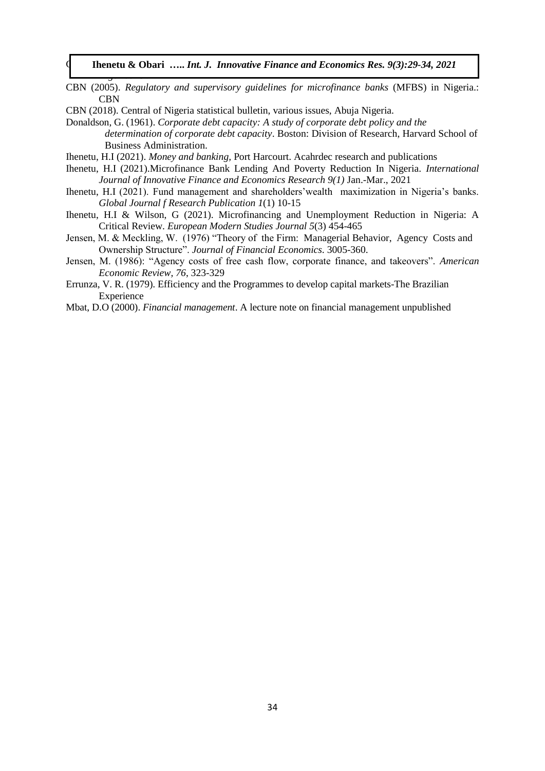CBN (2005). *Regulatory and supervisory guidelines for microfinance banks* (MFBS) in Nigeria.: CBN

CBN (2018). Central of Nigeria statistical bulletin, various issues, Abuja Nigeria.

Donaldson, G. (1961). *Corporate debt capacity: A study of corporate debt policy and the determination of corporate debt capacity*. Boston: Division of Research, Harvard School of Business Administration.

Ihenetu, H.I (2021). *Money and banking,* Port Harcourt. Acahrdec research and publications

Ihenetu, H.I (2021).Microfinance Bank Lending And Poverty Reduction In Nigeria. *International Journal of Innovative Finance and Economics Research 9(1)* Jan.-Mar., 2021

Ihenetu, H.I (2021). Fund management and shareholders'wealth maximization in Nigeria's banks. *Global Journal f Research Publication 1*(1) 10-15

Ihenetu, H.I & Wilson, G (2021). Microfinancing and Unemployment Reduction in Nigeria: A Critical Review. *European Modern Studies Journal 5*(3) 454-465

Jensen, M. & Meckling, W. (1976) "Theory of the Firm: Managerial Behavior, Agency Costs and Ownership Structure". *Journal of Financial Economics.* 3005-360.

Jensen, M. (1986): "Agency costs of free cash flow, corporate finance, and takeovers". *American Economic Review, 76*, 323-329

Errunza, V. R. (1979). Efficiency and the Programmes to develop capital markets-The Brazilian Experience

Mbat, D.O (2000). *Financial management*. A lecture note on financial management unpublished